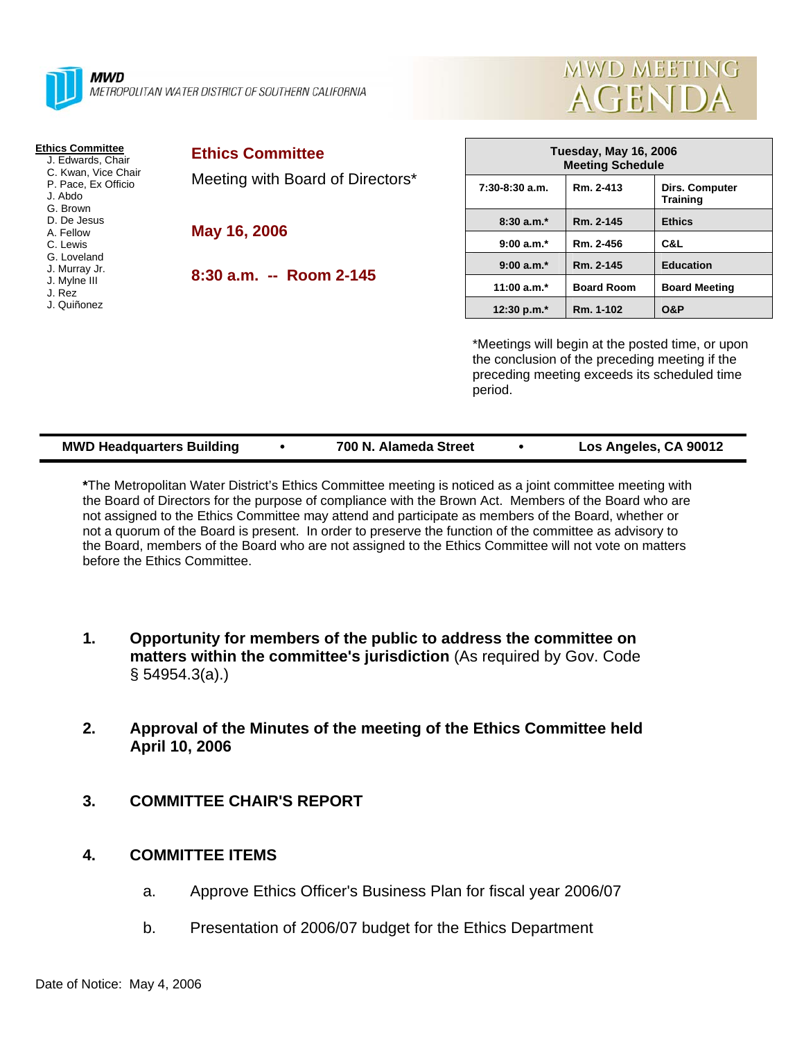**MWD**
METROPOLITAN WATER DISTRICT OF SOUTHERN CALIFORNIA

# MWD MEETING AGENDA

**Ethics Committee**
- J. Edwards, Chair
- C. Kwan, Vice Chair
- P. Pace, Ex Officio
- J. Abdo
- G. Brown
- D. De Jesus
- A. Fellow
- C. Lewis
- G. Loveland
- J. Murray Jr.
- J. Mylne III
- J. Rez
- J. Quiñonez

## Ethics Committee

Meeting with Board of Directors*

**May 16, 2006**

**8:30 a.m. -- Room 2-145**

| Tuesday, May 16, 2006 Meeting Schedule | | |
|---|---|---|
| 7:30-8:30 a.m. | Rm. 2-413 | Dirs. Computer Training |
| 8:30 a.m.* | Rm. 2-145 | Ethics |
| 9:00 a.m.* | Rm. 2-456 | C&L |
| 9:00 a.m.* | Rm. 2-145 | Education |
| 11:00 a.m.* | Board Room | Board Meeting |
| 12:30 p.m.* | Rm. 1-102 | O&P |

*Meetings will begin at the posted time, or upon the conclusion of the preceding meeting if the preceding meeting exceeds its scheduled time period.

**MWD Headquarters Building • 700 N. Alameda Street • Los Angeles, CA 90012**

**\***The Metropolitan Water District's Ethics Committee meeting is noticed as a joint committee meeting with the Board of Directors for the purpose of compliance with the Brown Act. Members of the Board who are not assigned to the Ethics Committee may attend and participate as members of the Board, whether or not a quorum of the Board is present. In order to preserve the function of the committee as advisory to the Board, members of the Board who are not assigned to the Ethics Committee will not vote on matters before the Ethics Committee.

1. **Opportunity for members of the public to address the committee on matters within the committee's jurisdiction** (As required by Gov. Code § 54954.3(a).)

2. **Approval of the Minutes of the meeting of the Ethics Committee held April 10, 2006**

3. **COMMITTEE CHAIR'S REPORT**

4. **COMMITTEE ITEMS**

   a. Approve Ethics Officer's Business Plan for fiscal year 2006/07

   b. Presentation of 2006/07 budget for the Ethics Department

Date of Notice: May 4, 2006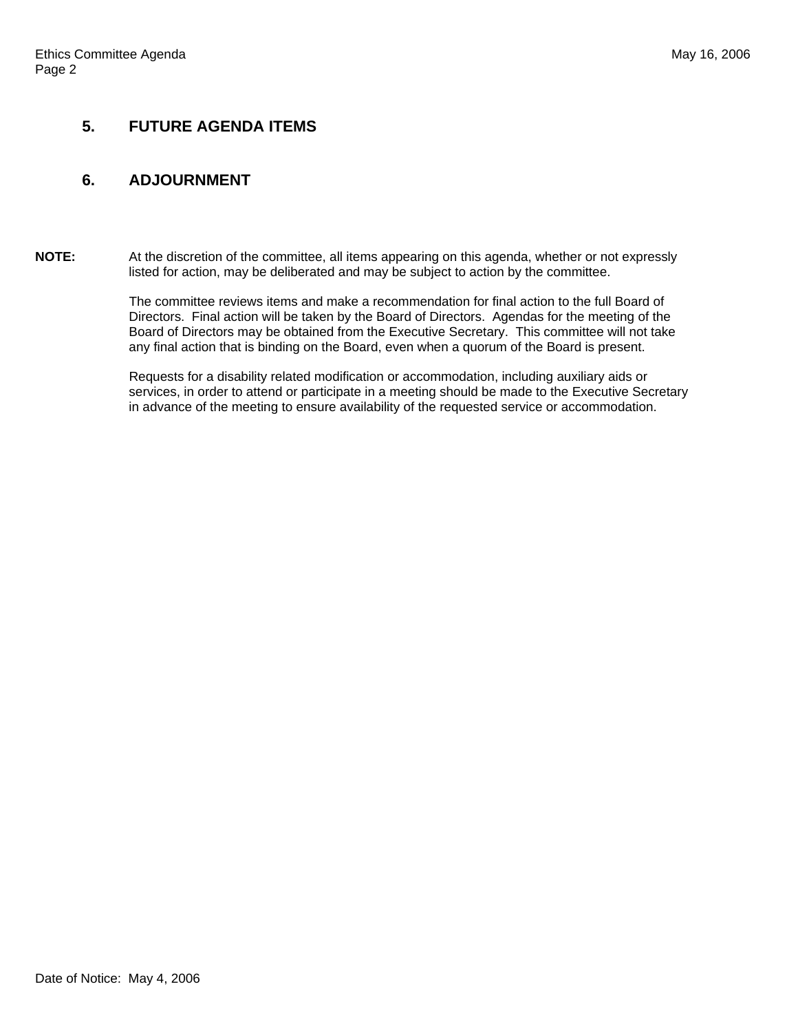## 5. FUTURE AGENDA ITEMS

## 6. ADJOURNMENT

**NOTE:** At the discretion of the committee, all items appearing on this agenda, whether or not expressly listed for action, may be deliberated and may be subject to action by the committee.

The committee reviews items and make a recommendation for final action to the full Board of Directors. Final action will be taken by the Board of Directors. Agendas for the meeting of the Board of Directors may be obtained from the Executive Secretary. This committee will not take any final action that is binding on the Board, even when a quorum of the Board is present.

Requests for a disability related modification or accommodation, including auxiliary aids or services, in order to attend or participate in a meeting should be made to the Executive Secretary in advance of the meeting to ensure availability of the requested service or accommodation.

Date of Notice: May 4, 2006